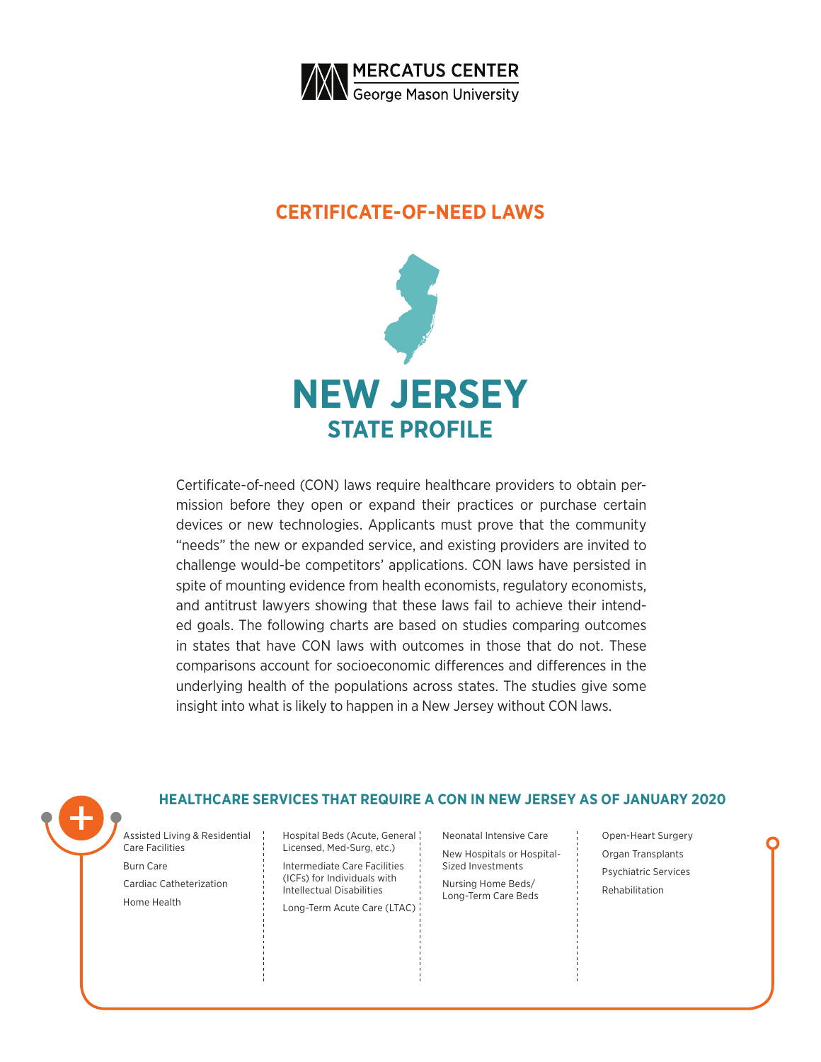MERCATUS CENTER
George Mason University

## CERTIFICATE-OF-NEED LAWS

# NEW JERSEY
## STATE PROFILE

Certificate-of-need (CON) laws require healthcare providers to obtain permission before they open or expand their practices or purchase certain devices or new technologies. Applicants must prove that the community "needs" the new or expanded service, and existing providers are invited to challenge would-be competitors' applications. CON laws have persisted in spite of mounting evidence from health economists, regulatory economists, and antitrust lawyers showing that these laws fail to achieve their intended goals. The following charts are based on studies comparing outcomes in states that have CON laws with outcomes in those that do not. These comparisons account for socioeconomic differences and differences in the underlying health of the populations across states. The studies give some insight into what is likely to happen in a New Jersey without CON laws.

### HEALTHCARE SERVICES THAT REQUIRE A CON IN NEW JERSEY AS OF JANUARY 2020

- Assisted Living & Residential Care Facilities
- Burn Care
- Cardiac Catheterization
- Home Health
- Hospital Beds (Acute, General Licensed, Med-Surg, etc.)
- Intermediate Care Facilities (ICFs) for Individuals with Intellectual Disabilities
- Long-Term Acute Care (LTAC)
- Neonatal Intensive Care
- New Hospitals or Hospital-Sized Investments
- Nursing Home Beds/ Long-Term Care Beds
- Open-Heart Surgery
- Organ Transplants
- Psychiatric Services
- Rehabilitation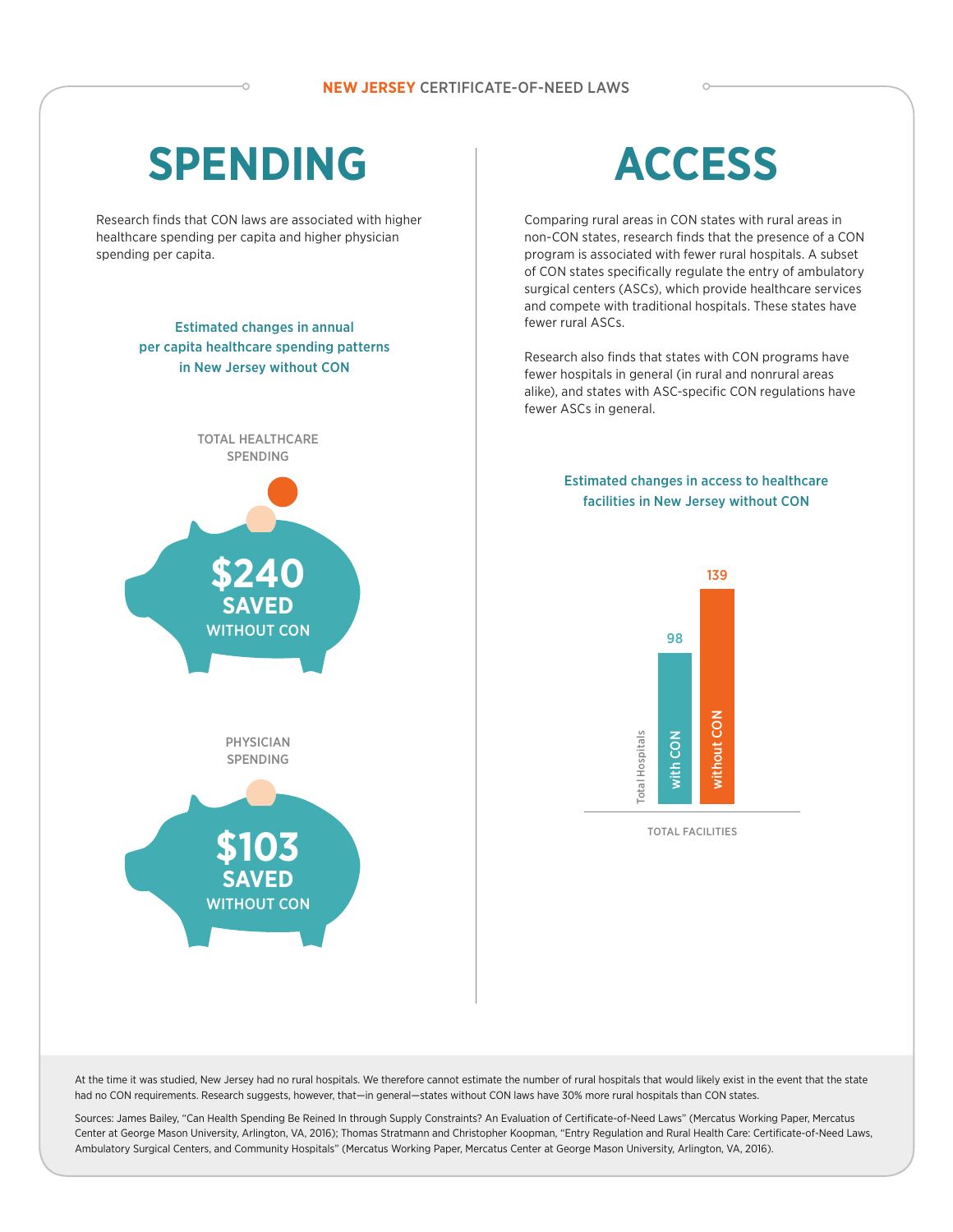**NEW JERSEY** CERTIFICATE-OF-NEED LAWS

# SPENDING

Research finds that CON laws are associated with higher healthcare spending per capita and higher physician spending per capita.

### Estimated changes in annual per capita healthcare spending patterns in New Jersey without CON

TOTAL HEALTHCARE SPENDING

**$240 SAVED** WITHOUT CON

PHYSICIAN SPENDING

**$103 SAVED** WITHOUT CON

# ACCESS

Comparing rural areas in CON states with rural areas in non-CON states, research finds that the presence of a CON program is associated with fewer rural hospitals. A subset of CON states specifically regulate the entry of ambulatory surgical centers (ASCs), which provide healthcare services and compete with traditional hospitals. These states have fewer rural ASCs.

Research also finds that states with CON programs have fewer hospitals in general (in rural and nonrural areas alike), and states with ASC-specific CON regulations have fewer ASCs in general.

### Estimated changes in access to healthcare facilities in New Jersey without CON

| TOTAL FACILITIES | with CON | without CON |
|---|---|---|
| Total Hospitals | 98 | 139 |

At the time it was studied, New Jersey had no rural hospitals. We therefore cannot estimate the number of rural hospitals that would likely exist in the event that the state had no CON requirements. Research suggests, however, that—in general—states without CON laws have 30% more rural hospitals than CON states.

Sources: James Bailey, "Can Health Spending Be Reined In through Supply Constraints? An Evaluation of Certificate-of-Need Laws" (Mercatus Working Paper, Mercatus Center at George Mason University, Arlington, VA, 2016); Thomas Stratmann and Christopher Koopman, "Entry Regulation and Rural Health Care: Certificate-of-Need Laws, Ambulatory Surgical Centers, and Community Hospitals" (Mercatus Working Paper, Mercatus Center at George Mason University, Arlington, VA, 2016).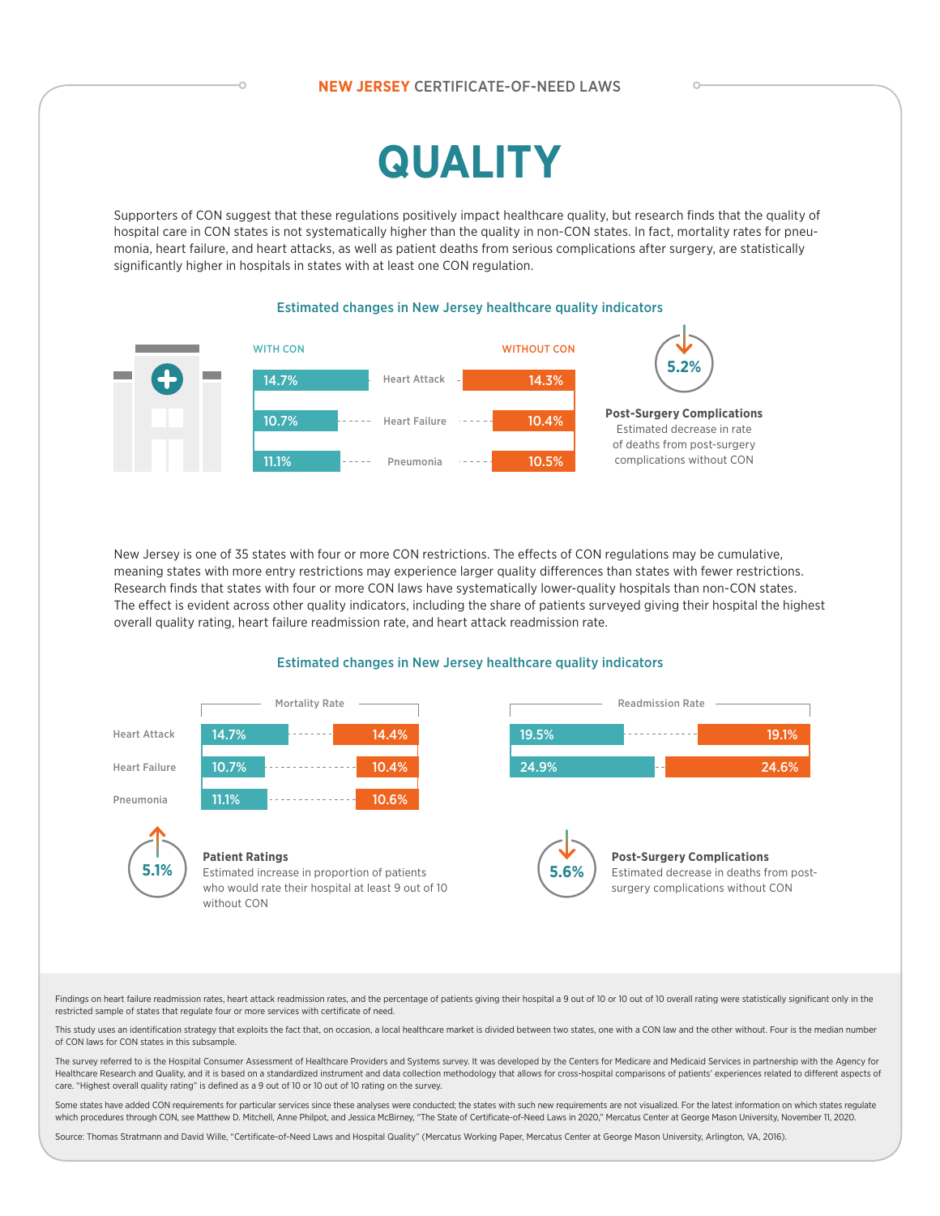NEW JERSEY CERTIFICATE-OF-NEED LAWS

# QUALITY

Supporters of CON suggest that these regulations positively impact healthcare quality, but research finds that the quality of hospital care in CON states is not systematically higher than the quality in non-CON states. In fact, mortality rates for pneumonia, heart failure, and heart attacks, as well as patient deaths from serious complications after surgery, are statistically significantly higher in hospitals in states with at least one CON regulation.

### Estimated changes in New Jersey healthcare quality indicators

WITH CON

WITHOUT CON

Heart Attack

14.7%

14.3%

Heart Failure

10.7%

10.4%

Pneumonia

11.1%

10.5%

5.2%

**Post-Surgery Complications**
Estimated decrease in rate of deaths from post-surgery complications without CON

New Jersey is one of 35 states with four or more CON restrictions. The effects of CON regulations may be cumulative, meaning states with more entry restrictions may experience larger quality differences than states with fewer restrictions. Research finds that states with four or more CON laws have systematically lower-quality hospitals than non-CON states. The effect is evident across other quality indicators, including the share of patients surveyed giving their hospital the highest overall quality rating, heart failure readmission rate, and heart attack readmission rate.

### Estimated changes in New Jersey healthcare quality indicators

Mortality Rate

Heart Attack

14.7%

14.4%

Heart Failure

10.7%

10.4%

Pneumonia

11.1%

10.6%

Readmission Rate

19.5%

19.1%

24.9%

24.6%

5.1%

**Patient Ratings**
Estimated increase in proportion of patients who would rate their hospital at least 9 out of 10 without CON

5.6%

**Post-Surgery Complications**
Estimated decrease in deaths from post-surgery complications without CON

Findings on heart failure readmission rates, heart attack readmission rates, and the percentage of patients giving their hospital a 9 out of 10 or 10 out of 10 overall rating were statistically significant only in the restricted sample of states that regulate four or more services with certificate of need.

This study uses an identification strategy that exploits the fact that, on occasion, a local healthcare market is divided between two states, one with a CON law and the other without. Four is the median number of CON laws for CON states in this subsample.

The survey referred to is the Hospital Consumer Assessment of Healthcare Providers and Systems survey. It was developed by the Centers for Medicare and Medicaid Services in partnership with the Agency for Healthcare Research and Quality, and it is based on a standardized instrument and data collection methodology that allows for cross-hospital comparisons of patients' experiences related to different aspects of care. "Highest overall quality rating" is defined as a 9 out of 10 or 10 out of 10 rating on the survey.

Some states have added CON requirements for particular services since these analyses were conducted; the states with such new requirements are not visualized. For the latest information on which states regulate which procedures through CON, see Matthew D. Mitchell, Anne Philpot, and Jessica McBirney, "The State of Certificate-of-Need Laws in 2020," Mercatus Center at George Mason University, November 11, 2020.

Source: Thomas Stratmann and David Wille, "Certificate-of-Need Laws and Hospital Quality" (Mercatus Working Paper, Mercatus Center at George Mason University, Arlington, VA, 2016).